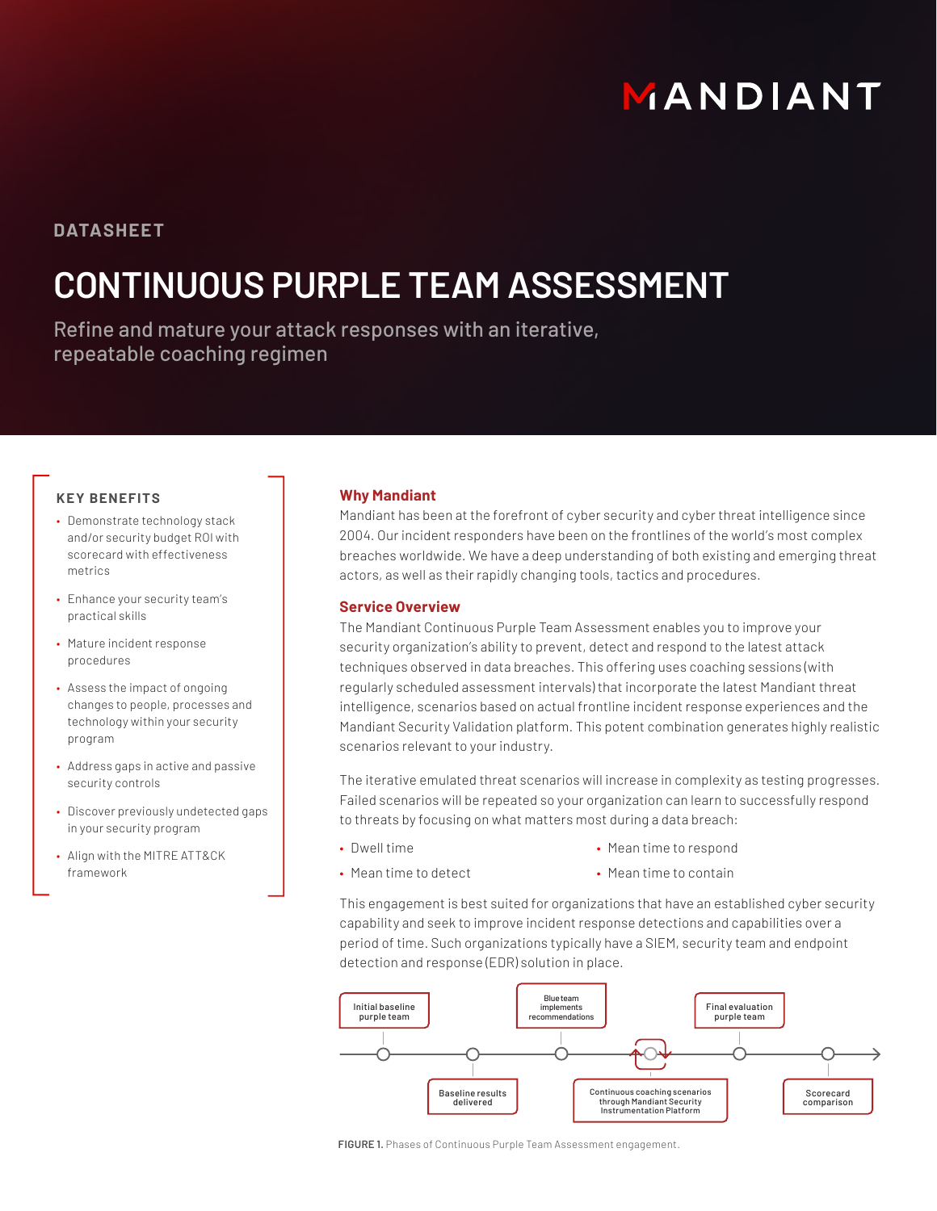MANDIANT

DATASHEET

# CONTINUOUS PURPLE TEAM ASSESSMENT

Refine and mature your attack responses with an iterative, repeatable coaching regimen

### KEY BENEFITS

- Demonstrate technology stack and/or security budget ROI with scorecard with effectiveness metrics
- Enhance your security team's practical skills
- Mature incident response procedures
- Assess the impact of ongoing changes to people, processes and technology within your security program
- Address gaps in active and passive security controls
- Discover previously undetected gaps in your security program
- Align with the MITRE ATT&CK framework

## Why Mandiant

Mandiant has been at the forefront of cyber security and cyber threat intelligence since 2004. Our incident responders have been on the frontlines of the world's most complex breaches worldwide. We have a deep understanding of both existing and emerging threat actors, as well as their rapidly changing tools, tactics and procedures.

## Service Overview

The Mandiant Continuous Purple Team Assessment enables you to improve your security organization's ability to prevent, detect and respond to the latest attack techniques observed in data breaches. This offering uses coaching sessions (with regularly scheduled assessment intervals) that incorporate the latest Mandiant threat intelligence, scenarios based on actual frontline incident response experiences and the Mandiant Security Validation platform. This potent combination generates highly realistic scenarios relevant to your industry.

The iterative emulated threat scenarios will increase in complexity as testing progresses. Failed scenarios will be repeated so your organization can learn to successfully respond to threats by focusing on what matters most during a data breach:

- Dwell time
- Mean time to detect
- Mean time to respond
- Mean time to contain

This engagement is best suited for organizations that have an established cyber security capability and seek to improve incident response detections and capabilities over a period of time. Such organizations typically have a SIEM, security team and endpoint detection and response (EDR) solution in place.

Initial baseline purple team → Baseline results delivered → Blue team implements recommendations → Continuous coaching scenarios through Mandiant Security Instrumentation Platform → Final evaluation purple team → Scorecard comparison

FIGURE 1. Phases of Continuous Purple Team Assessment engagement.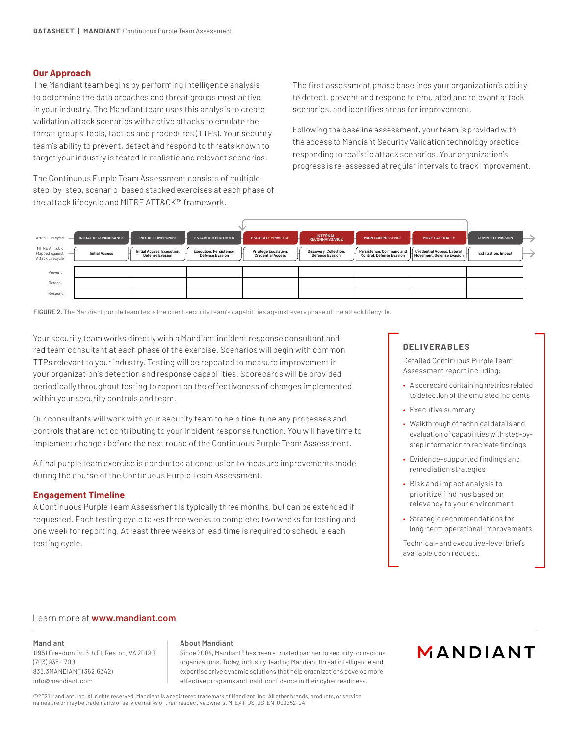## Our Approach

The Mandiant team begins by performing intelligence analysis to determine the data breaches and threat groups most active in your industry. The Mandiant team uses this analysis to create validation attack scenarios with active attacks to emulate the threat groups' tools, tactics and procedures (TTPs). Your security team's ability to prevent, detect and respond to threats known to target your industry is tested in realistic and relevant scenarios.

The Continuous Purple Team Assessment consists of multiple step-by-step, scenario-based stacked exercises at each phase of the attack lifecycle and MITRE ATT&CK™ framework.

The first assessment phase baselines your organization's ability to detect, prevent and respond to emulated and relevant attack scenarios, and identifies areas for improvement.

Following the baseline assessment, your team is provided with the access to Mandiant Security Validation technology practice responding to realistic attack scenarios. Your organization's progress is re-assessed at regular intervals to track improvement.

| Attack Lifecycle | INITIAL RECONNAISSANCE | INITIAL COMPROMISE | ESTABLISH FOOTHOLD | ESCALATE PRIVILEGE | INTERNAL RECONNAISSANCE | MAINTAIN PRESENCE | MOVE LATERALLY | COMPLETE MISSION |
|---|---|---|---|---|---|---|---|---|
| MITRE ATT&CK Mapped Against Attack Lifecycle | Initial Access | Initial Access, Execution, Defense Evasion | Execution, Persistence, Defense Evasion | Privilege Escalation, Credential Access | Discovery, Collection, Defense Evasion | Persistence, Command and Control, Defense Evasion | Credential Access, Lateral Movement, Defense Evasion | Exfiltration, Impact |
| Prevent | | | | | | | | |
| Detect | | | | | | | | |
| Respond | | | | | | | | |

**FIGURE 2.** The Mandiant purple team tests the client security team's capabilities against every phase of the attack lifecycle.

Your security team works directly with a Mandiant incident response consultant and red team consultant at each phase of the exercise. Scenarios will begin with common TTPs relevant to your industry. Testing will be repeated to measure improvement in your organization's detection and response capabilities. Scorecards will be provided periodically throughout testing to report on the effectiveness of changes implemented within your security controls and team.

Our consultants will work with your security team to help fine-tune any processes and controls that are not contributing to your incident response function. You will have time to implement changes before the next round of the Continuous Purple Team Assessment.

A final purple team exercise is conducted at conclusion to measure improvements made during the course of the Continuous Purple Team Assessment.

## Engagement Timeline

A Continuous Purple Team Assessment is typically three months, but can be extended if requested. Each testing cycle takes three weeks to complete: two weeks for testing and one week for reporting. At least three weeks of lead time is required to schedule each testing cycle.

### DELIVERABLES

Detailed Continuous Purple Team Assessment report including:

- A scorecard containing metrics related to detection of the emulated incidents
- Executive summary
- Walkthrough of technical details and evaluation of capabilities with step-by-step information to recreate findings
- Evidence-supported findings and remediation strategies
- Risk and impact analysis to prioritize findings based on relevancy to your environment
- Strategic recommendations for long-term operational improvements

Technical- and executive-level briefs available upon request.

Learn more at **www.mandiant.com**

**Mandiant**
11951 Freedom Dr, 6th Fl, Reston, VA 20190
(703) 935-1700
833.3MANDIANT (362.6342)
info@mandiant.com

**About Mandiant**
Since 2004, Mandiant® has been a trusted partner to security-conscious organizations. Today, industry-leading Mandiant threat intelligence and expertise drive dynamic solutions that help organizations develop more effective programs and instill confidence in their cyber readiness.

MANDIANT

©2021 Mandiant, Inc. All rights reserved. Mandiant is a registered trademark of Mandiant, Inc. All other brands, products, or service names are or may be trademarks or service marks of their respective owners. M-EXT-DS-US-EN-000252-04